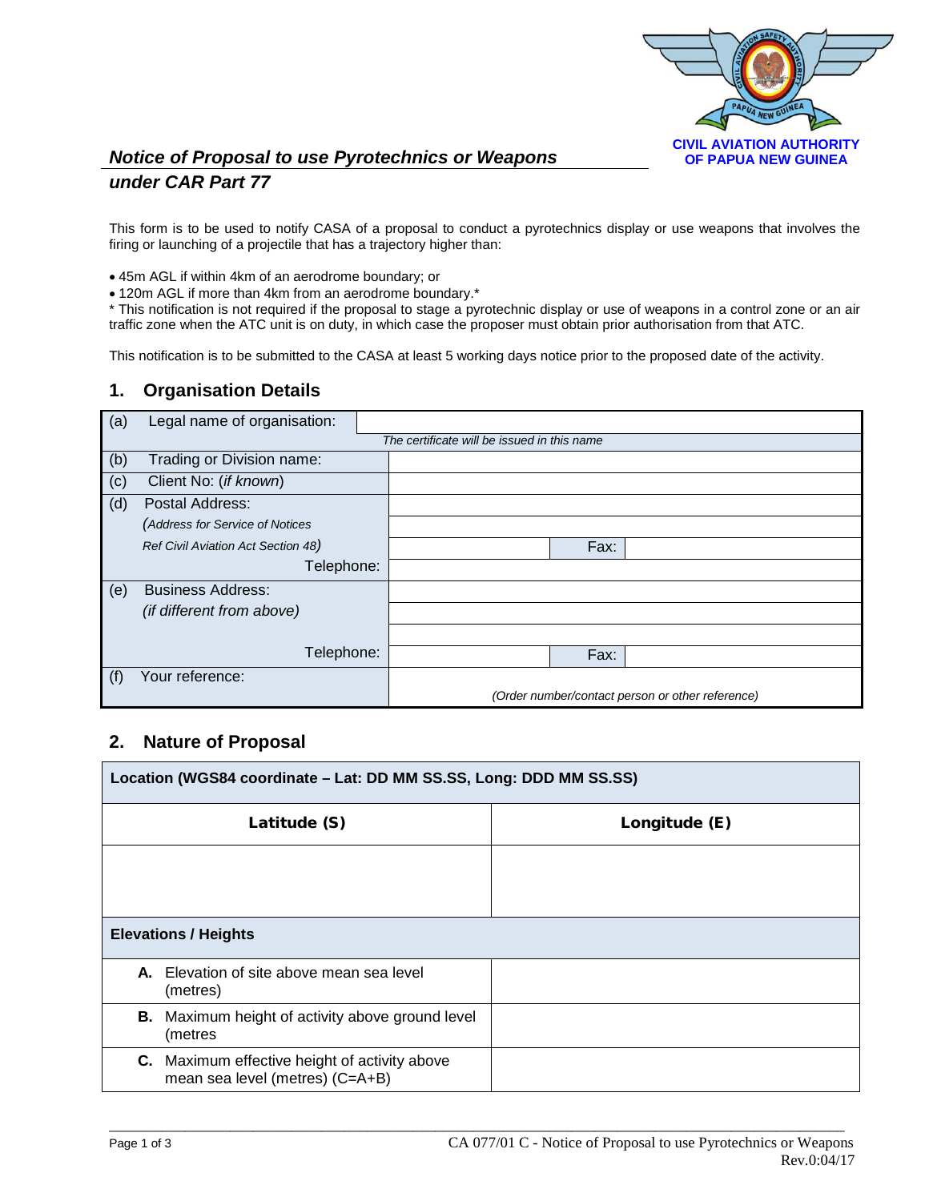CIVIL AVIATION AUTHORITY OF PAPUA NEW GUINEA

# *Notice of Proposal to use Pyrotechnics or Weapons under CAR Part 77*

This form is to be used to notify CASA of a proposal to conduct a pyrotechnics display or use weapons that involves the firing or launching of a projectile that has a trajectory higher than:

- 45m AGL if within 4km of an aerodrome boundary; or
- 120m AGL if more than 4km from an aerodrome boundary.*

* This notification is not required if the proposal to stage a pyrotechnic display or use of weapons in a control zone or an air traffic zone when the ATC unit is on duty, in which case the proposer must obtain prior authorisation from that ATC.

This notification is to be submitted to the CASA at least 5 working days notice prior to the proposed date of the activity.

## 1. Organisation Details

| | | | | |
|---|---|---|---|---|
| (a) | Legal name of organisation: | | | |
| | | *The certificate will be issued in this name* | | |
| (b) | Trading or Division name: | | | |
| (c) | Client No: (*if known*) | | | |
| (d) | Postal Address: | | | |
| | *(Address for Service of Notices* | | | |
| | *Ref Civil Aviation Act Section 48)* | | Fax: | |
| | Telephone: | | | |
| (e) | Business Address: | | | |
| | *(if different from above)* | | | |
| | | | | |
| | Telephone: | | Fax: | |
| (f) | Your reference: | *(Order number/contact person or other reference)* | | |

## 2. Nature of Proposal

| Location (WGS84 coordinate – Lat: DD MM SS.SS, Long: DDD MM SS.SS) | |
|---|---|
| **Latitude (S)** | **Longitude (E)** |
| | |
| **Elevations / Heights** | |
| **A.** Elevation of site above mean sea level (metres) | |
| **B.** Maximum height of activity above ground level (metres | |
| **C.** Maximum effective height of activity above mean sea level (metres) (C=A+B) | |

CA 077/01 C - Notice of Proposal to use Pyrotechnics or Weapons
Rev.0:04/17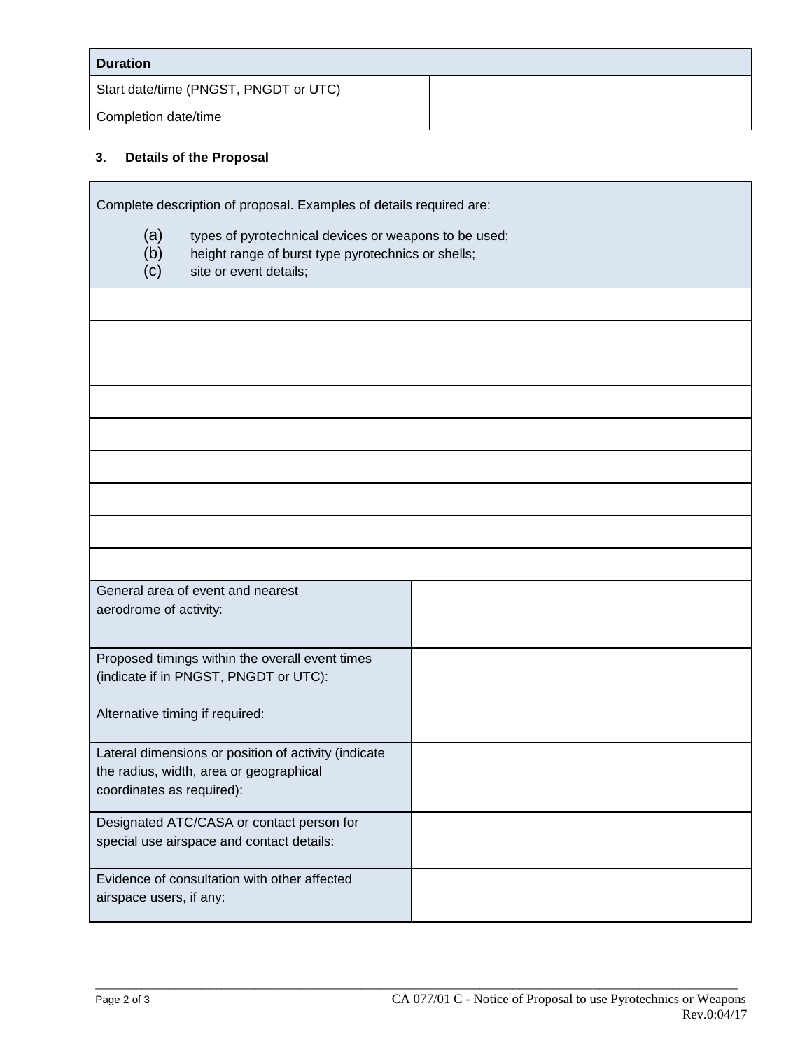| Duration | |
|---|---|
| Start date/time (PNGST, PNGDT or UTC) | |
| Completion date/time | |

### 3. Details of the Proposal

| Complete description of proposal. Examples of details required are:<br>(a) types of pyrotechnical devices or weapons to be used;<br>(b) height range of burst type pyrotechnics or shells;<br>(c) site or event details; | |
|---|---|
| | |
| | |
| | |
| | |
| | |
| | |
| | |
| | |
| | |
| General area of event and nearest aerodrome of activity: | |
| Proposed timings within the overall event times (indicate if in PNGST, PNGDT or UTC): | |
| Alternative timing if required: | |
| Lateral dimensions or position of activity (indicate the radius, width, area or geographical coordinates as required): | |
| Designated ATC/CASA or contact person for special use airspace and contact details: | |
| Evidence of consultation with other affected airspace users, if any: | |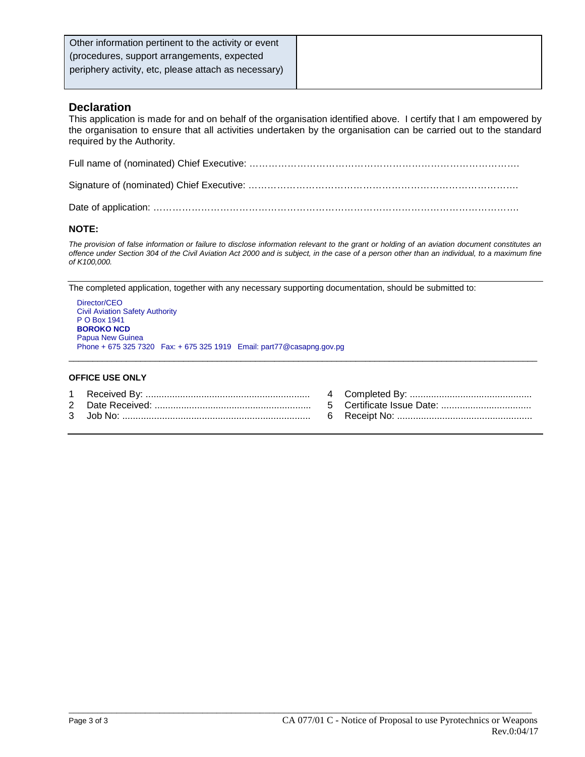| | |
|---|---|
| Other information pertinent to the activity or event (procedures, support arrangements, expected periphery activity, etc, please attach as necessary) | |

## Declaration

This application is made for and on behalf of the organisation identified above. I certify that I am empowered by the organisation to ensure that all activities undertaken by the organisation can be carried out to the standard required by the Authority.

Full name of (nominated) Chief Executive: …………………………………………………………………………….

Signature of (nominated) Chief Executive: …………………………………………………………………………….

Date of application: ……………………………………………………………………………………………………….

**NOTE:**

*The provision of false information or failure to disclose information relevant to the grant or holding of an aviation document constitutes an offence under Section 304 of the Civil Aviation Act 2000 and is subject, in the case of a person other than an individual, to a maximum fine of K100,000.*

The completed application, together with any necessary supporting documentation, should be submitted to:

Director/CEO
Civil Aviation Safety Authority
P O Box 1941
**BOROKO NCD**
Papua New Guinea
Phone + 675 325 7320 Fax: + 675 325 1919 Email: part77@casapng.gov.pg

**OFFICE USE ONLY**

1 Received By: ..............................................................
2 Date Received: ...........................................................
3 Job No: .......................................................................
4 Completed By: .............................................
5 Certificate Issue Date: ..................................
6 Receipt No: ...................................................

CA 077/01 C - Notice of Proposal to use Pyrotechnics or Weapons
Rev.0:04/17